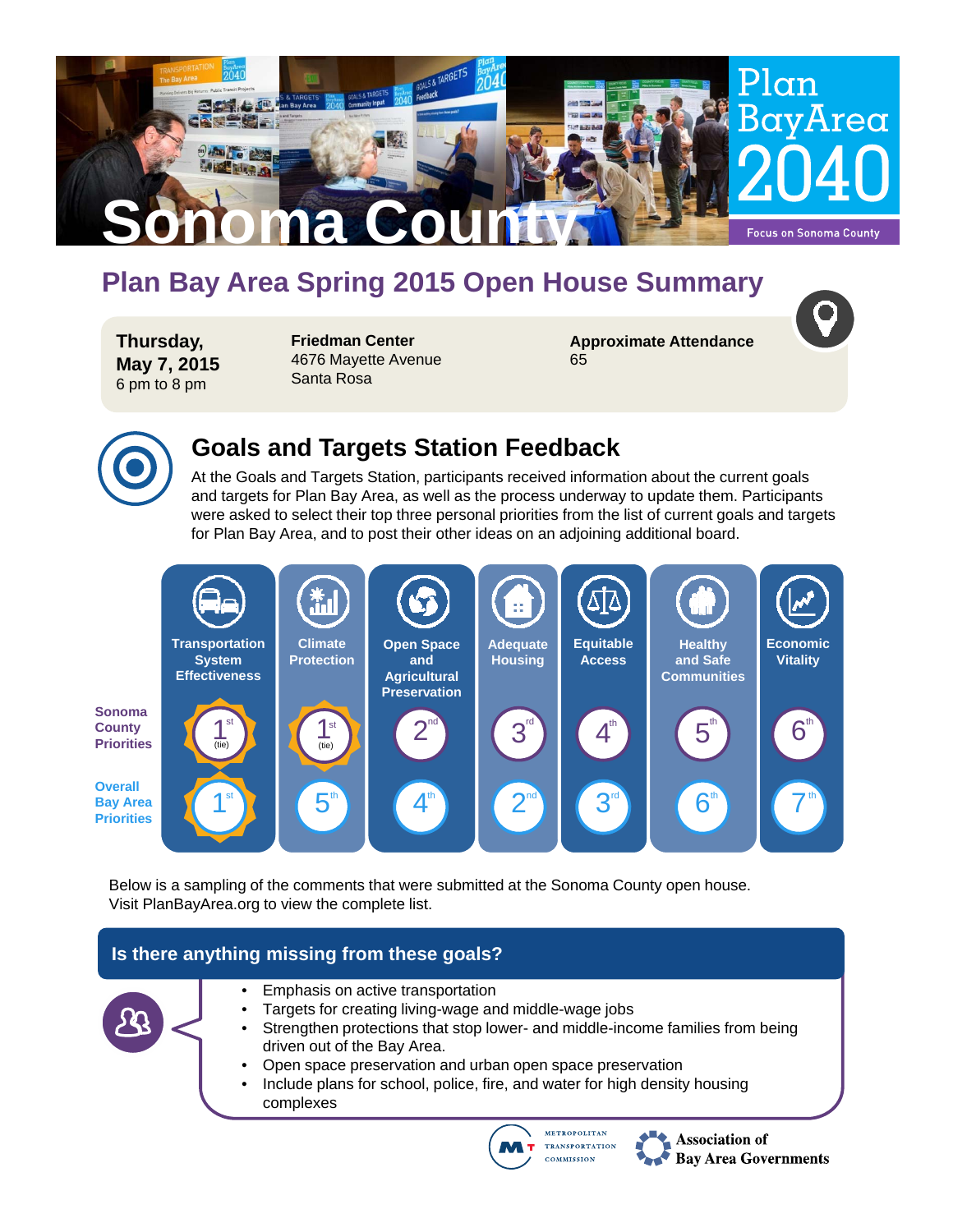# Sonoma County

**Plan Bay Area 2040**

Focus on Sonoma County

## Plan Bay Area Spring 2015 Open House Summary

**Thursday, May 7, 2015**
6 pm to 8 pm

**Friedman Center**
4676 Mayette Avenue
Santa Rosa

**Approximate Attendance**
65

## Goals and Targets Station Feedback

At the Goals and Targets Station, participants received information about the current goals and targets for Plan Bay Area, as well as the process underway to update them. Participants were asked to select their top three personal priorities from the list of current goals and targets for Plan Bay Area, and to post their other ideas on an adjoining additional board.

| | Transportation System Effectiveness | Climate Protection | Open Space and Agricultural Preservation | Adequate Housing | Equitable Access | Healthy and Safe Communities | Economic Vitality |
|---|---|---|---|---|---|---|---|
| **Sonoma County Priorities** | 1st (tie) | 1st (tie) | 2nd | 3rd | 4th | 5th | 6th |
| **Overall Bay Area Priorities** | 1st | 5th | 4th | 2nd | 3rd | 6th | 7th |

Below is a sampling of the comments that were submitted at the Sonoma County open house. Visit PlanBayArea.org to view the complete list.

### Is there anything missing from these goals?

- Emphasis on active transportation
- Targets for creating living-wage and middle-wage jobs
- Strengthen protections that stop lower- and middle-income families from being driven out of the Bay Area.
- Open space preservation and urban open space preservation
- Include plans for school, police, fire, and water for high density housing complexes

Metropolitan Transportation Commission | Association of Bay Area Governments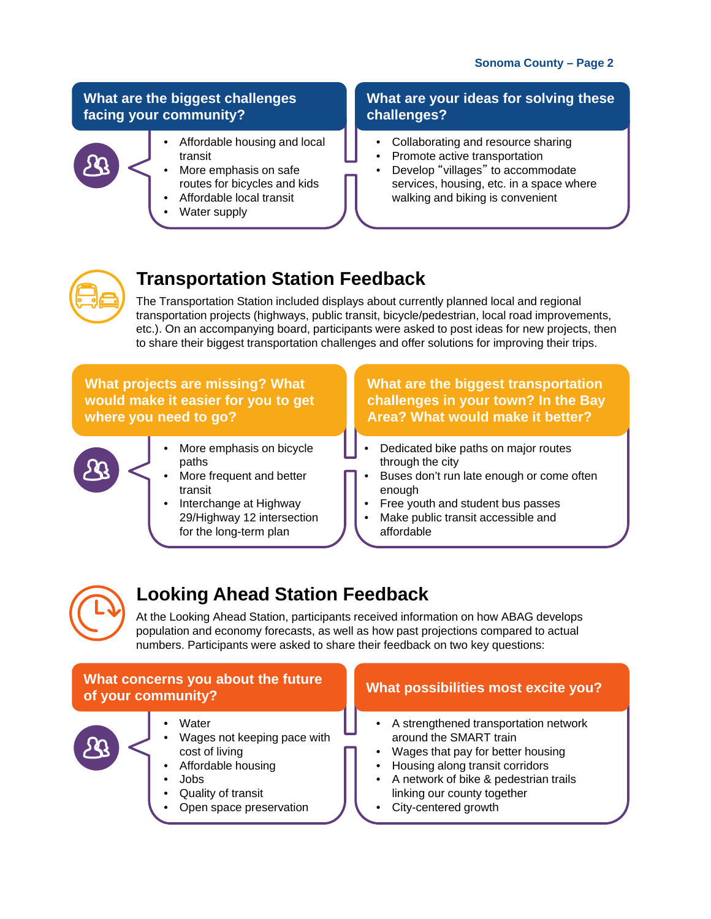### What are the biggest challenges facing your community?

- Affordable housing and local transit
- More emphasis on safe routes for bicycles and kids
- Affordable local transit
- Water supply

### What are your ideas for solving these challenges?

- Collaborating and resource sharing
- Promote active transportation
- Develop "villages" to accommodate services, housing, etc. in a space where walking and biking is convenient

## Transportation Station Feedback

The Transportation Station included displays about currently planned local and regional transportation projects (highways, public transit, bicycle/pedestrian, local road improvements, etc.). On an accompanying board, participants were asked to post ideas for new projects, then to share their biggest transportation challenges and offer solutions for improving their trips.

### What projects are missing? What would make it easier for you to get where you need to go?

- More emphasis on bicycle paths
- More frequent and better transit
- Interchange at Highway 29/Highway 12 intersection for the long-term plan

### What are the biggest transportation challenges in your town? In the Bay Area? What would make it better?

- Dedicated bike paths on major routes through the city
- Buses don't run late enough or come often enough
- Free youth and student bus passes
- Make public transit accessible and affordable

## Looking Ahead Station Feedback

At the Looking Ahead Station, participants received information on how ABAG develops population and economy forecasts, as well as how past projections compared to actual numbers. Participants were asked to share their feedback on two key questions:

### What concerns you about the future of your community?

- Water
- Wages not keeping pace with cost of living
- Affordable housing
- Jobs
- Quality of transit
- Open space preservation

### What possibilities most excite you?

- A strengthened transportation network around the SMART train
- Wages that pay for better housing
- Housing along transit corridors
- A network of bike & pedestrian trails linking our county together
- City-centered growth